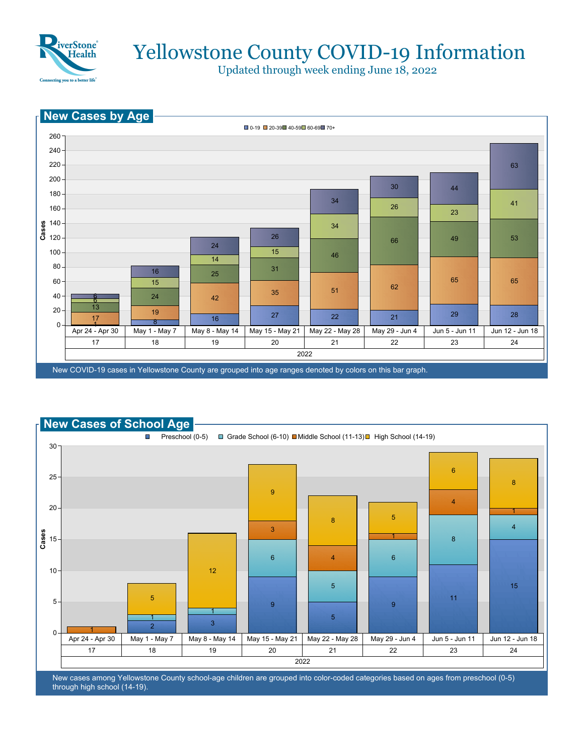# Yellowstone County COVID-19 Information

Updated through week ending June 18, 2022

## New Cases by Age

| Week (2022) | Dates | 0-19 | 20-39 | 40-59 | 60-69 | 70+ |
|---|---|---|---|---|---|---|
| 17 | Apr 24 - Apr 30 | 1 | 17 | 13 | 6 | 6 |
| 18 | May 1 - May 7 | 8 | 19 | 24 | 15 | 16 |
| 19 | May 8 - May 14 | 16 | 42 | 25 | 14 | 24 |
| 20 | May 15 - May 21 | 27 | 35 | 31 | 15 | 26 |
| 21 | May 22 - May 28 | 22 | 51 | 46 | 34 | 34 |
| 22 | May 29 - Jun 4 | 21 | 62 | 66 | 26 | 30 |
| 23 | Jun 5 - Jun 11 | 29 | 65 | 49 | 23 | 44 |
| 24 | Jun 12 - Jun 18 | 28 | 65 | 53 | 41 | 63 |

New COVID-19 cases in Yellowstone County are grouped into age ranges denoted by colors on this bar graph.

## New Cases of School Age

| Week (2022) | Dates | Preschool (0-5) | Grade School (6-10) | Middle School (11-13) | High School (14-19) |
|---|---|---|---|---|---|
| 17 | Apr 24 - Apr 30 | | | 1 | |
| 18 | May 1 - May 7 | 2 | 1 | | 5 |
| 19 | May 8 - May 14 | 3 | 1 | | 12 |
| 20 | May 15 - May 21 | 9 | 6 | 3 | 9 |
| 21 | May 22 - May 28 | 5 | 5 | 4 | 8 |
| 22 | May 29 - Jun 4 | 9 | 6 | 1 | 5 |
| 23 | Jun 5 - Jun 11 | 11 | 8 | 4 | 6 |
| 24 | Jun 12 - Jun 18 | 15 | 4 | 1 | 8 |

New cases among Yellowstone County school-age children are grouped into color-coded categories based on ages from preschool (0-5) through high school (14-19).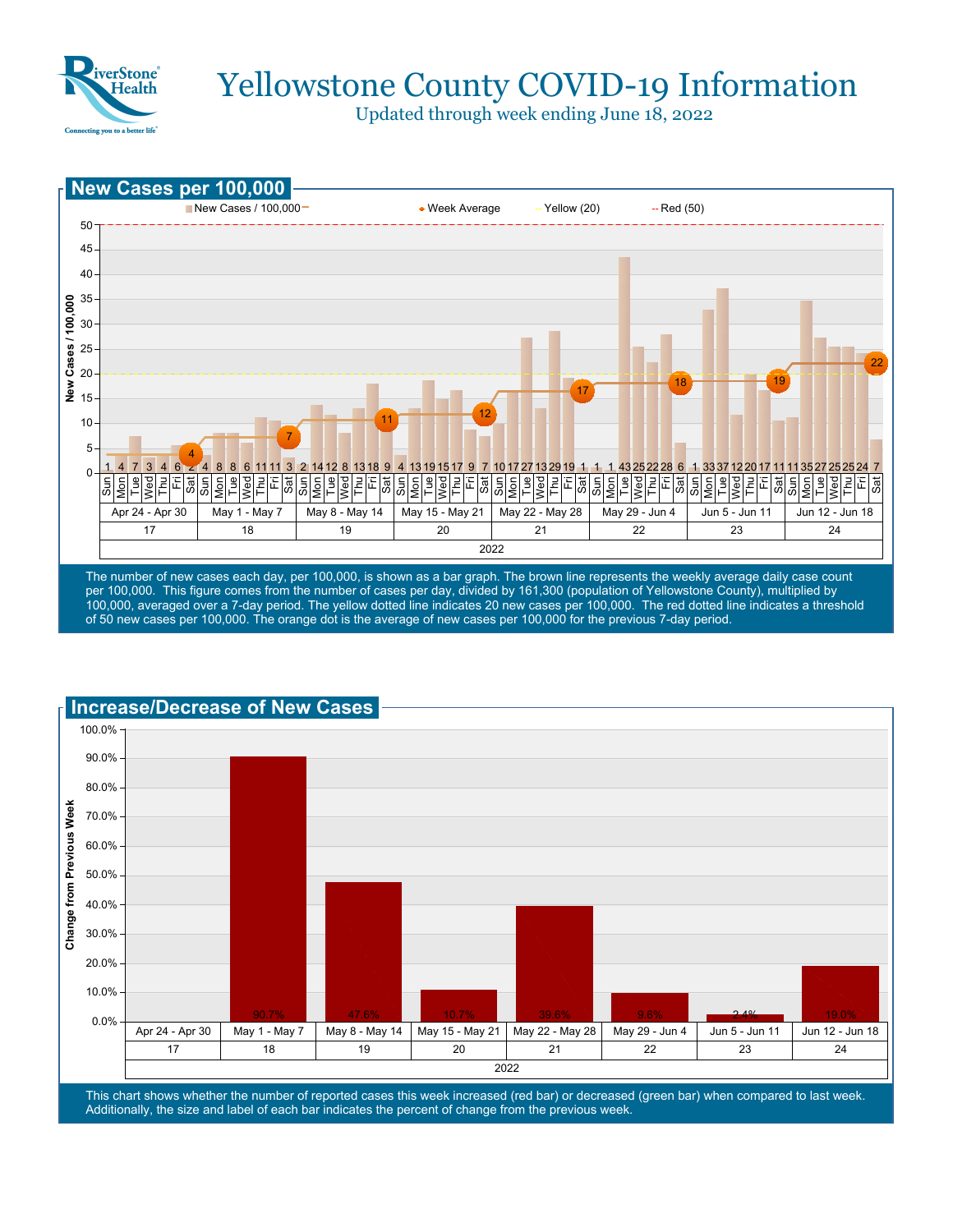# Yellowstone County COVID-19 Information

Updated through week ending June 18, 2022

## New Cases per 100,000

New Cases / 100,000 — Week Average — Yellow (20) — Red (50)

| Week | Dates | Sun | Mon | Tue | Wed | Thu | Fri | Sat | Week Average |
|---|---|---|---|---|---|---|---|---|---|
| 17 | Apr 24 - Apr 30 | 1 | 4 | 7 | 3 | 4 | 6 | 2 | 4 |
| 18 | May 1 - May 7 | 4 | 8 | 8 | 6 | 11 | 11 | 3 | 7 |
| 19 | May 8 - May 14 | 2 | 14 | 12 | 8 | 13 | 18 | 9 | 11 |
| 20 | May 15 - May 21 | 4 | 13 | 19 | 15 | 17 | 9 | 7 | 12 |
| 21 | May 22 - May 28 | 10 | 17 | 27 | 13 | 29 | 19 | 1 | 17 |
| 22 | May 29 - Jun 4 | 1 | 1 | 43 | 25 | 22 | 28 | 6 | 18 |
| 23 | Jun 5 - Jun 11 | 1 | 33 | 37 | 12 | 20 | 17 | 11 | 19 |
| 24 | Jun 12 - Jun 18 | 11 | 35 | 27 | 25 | 25 | 24 | 7 | 22 |

2022

The number of new cases each day, per 100,000, is shown as a bar graph. The brown line represents the weekly average daily case count per 100,000. This figure comes from the number of cases per day, divided by 161,300 (population of Yellowstone County), multiplied by 100,000, averaged over a 7-day period. The yellow dotted line indicates 20 new cases per 100,000. The red dotted line indicates a threshold of 50 new cases per 100,000. The orange dot is the average of new cases per 100,000 for the previous 7-day period.

## Increase/Decrease of New Cases

| Week | Dates | Change from Previous Week |
|---|---|---|
| 17 | Apr 24 - Apr 30 | |
| 18 | May 1 - May 7 | 90.7% |
| 19 | May 8 - May 14 | 47.6% |
| 20 | May 15 - May 21 | 10.7% |
| 21 | May 22 - May 28 | 39.6% |
| 22 | May 29 - Jun 4 | 9.6% |
| 23 | Jun 5 - Jun 11 | 2.4% |
| 24 | Jun 12 - Jun 18 | 19.0% |

2022

This chart shows whether the number of reported cases this week increased (red bar) or decreased (green bar) when compared to last week. Additionally, the size and label of each bar indicates the percent of change from the previous week.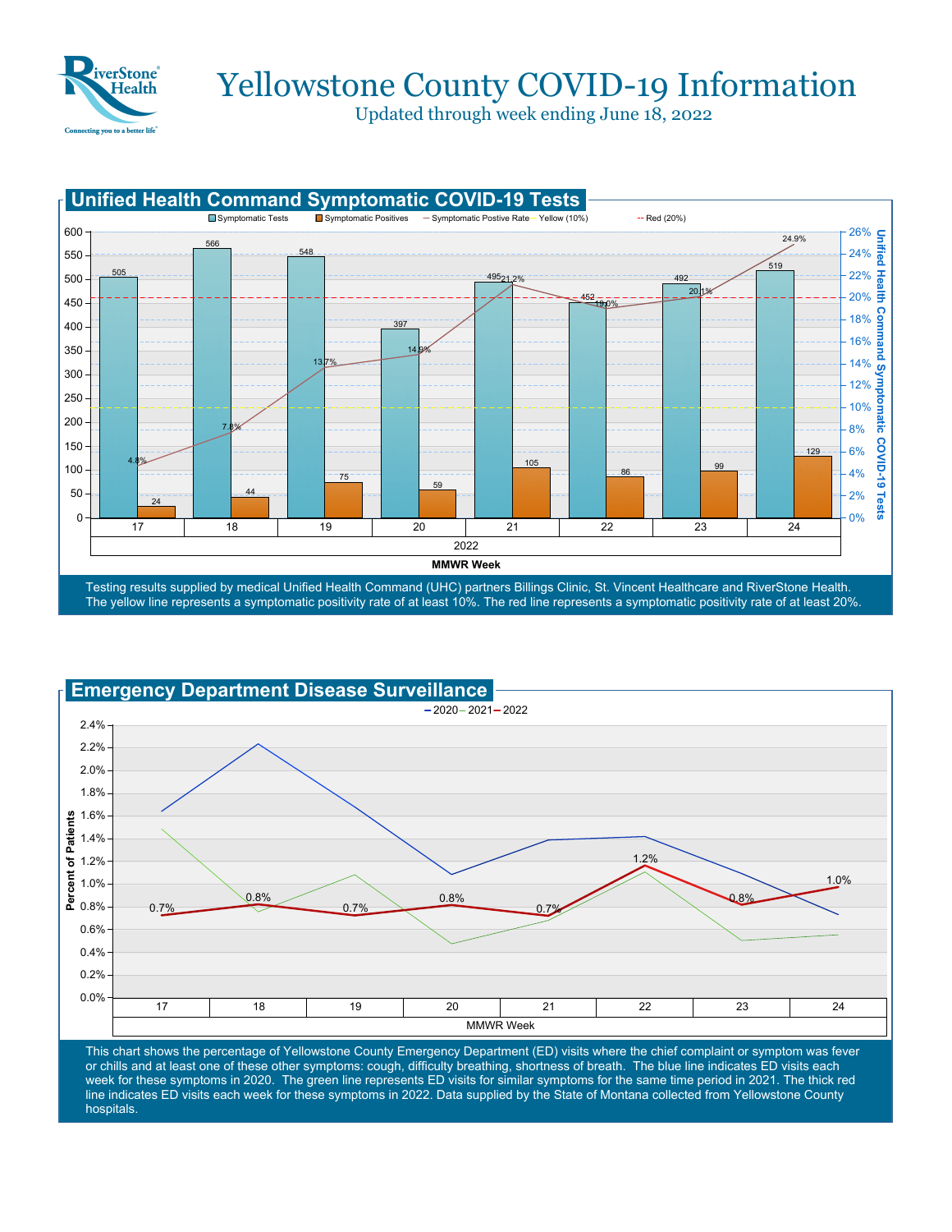# Yellowstone County COVID-19 Information

Updated through week ending June 18, 2022

## Unified Health Command Symptomatic COVID-19 Tests

| MMWR Week (2022) | 17 | 18 | 19 | 20 | 21 | 22 | 23 | 24 |
|---|---|---|---|---|---|---|---|---|
| Symptomatic Tests | 505 | 566 | 548 | 397 | 495 | 452 | 492 | 519 |
| Symptomatic Positives | 24 | 44 | 75 | 59 | 105 | 86 | 99 | 129 |
| Symptomatic Postive Rate | 4.8% | 7.8% | 13.7% | 14.9% | 21.2% | 19.0% | 20.1% | 24.9% |

Testing results supplied by medical Unified Health Command (UHC) partners Billings Clinic, St. Vincent Healthcare and RiverStone Health. The yellow line represents a symptomatic positivity rate of at least 10%. The red line represents a symptomatic positivity rate of at least 20%.

## Emergency Department Disease Surveillance

| MMWR Week | 17 | 18 | 19 | 20 | 21 | 22 | 23 | 24 |
|---|---|---|---|---|---|---|---|---|
| 2022 (Percent of Patients) | 0.7% | 0.8% | 0.7% | 0.8% | 0.7% | 1.2% | 0.8% | 1.0% |

This chart shows the percentage of Yellowstone County Emergency Department (ED) visits where the chief complaint or symptom was fever or chills and at least one of these other symptoms: cough, difficulty breathing, shortness of breath. The blue line indicates ED visits each week for these symptoms in 2020. The green line represents ED visits for similar symptoms for the same time period in 2021. The thick red line indicates ED visits each week for these symptoms in 2022. Data supplied by the State of Montana collected from Yellowstone County hospitals.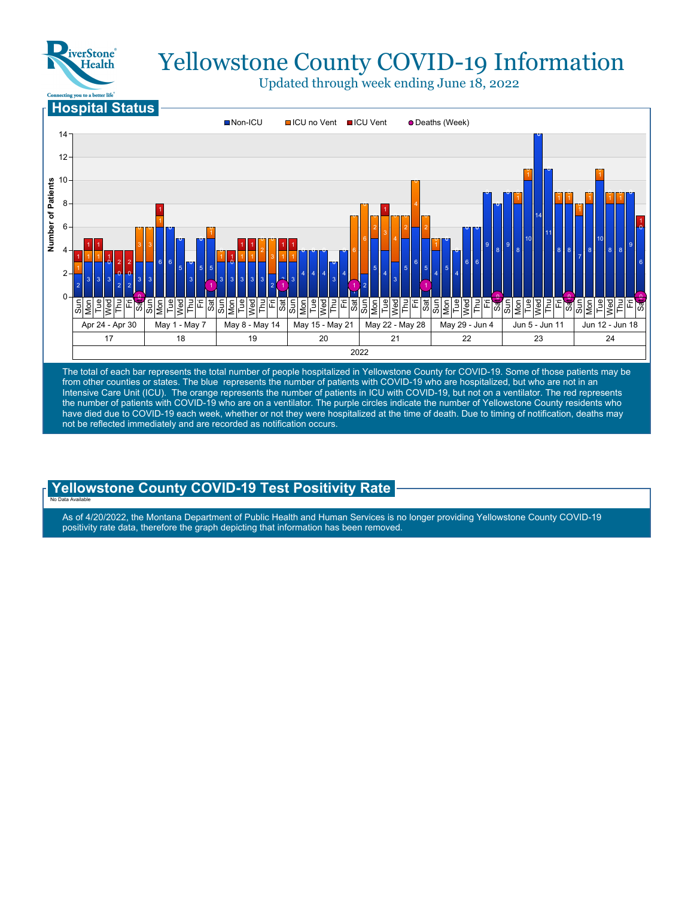# Yellowstone County COVID-19 Information

Updated through week ending June 18, 2022

## Hospital Status

Non-ICU  ICU no Vent  ICU Vent  Deaths (Week)

Number of Patients

0 2 4 6 8 10 12 14

Sun Mon Tue Wed Thu Fri Sat

Apr 24 - Apr 30 | May 1 - May 7 | May 8 - May 14 | May 15 - May 21 | May 22 - May 28 | May 29 - Jun 4 | Jun 5 - Jun 11 | Jun 12 - Jun 18

17 | 18 | 19 | 20 | 21 | 22 | 23 | 24

2022

The total of each bar represents the total number of people hospitalized in Yellowstone County for COVID-19. Some of those patients may be from other counties or states. The blue represents the number of patients with COVID-19 who are hospitalized, but who are not in an Intensive Care Unit (ICU). The orange represents the number of patients in ICU with COVID-19, but not on a ventilator. The red represents the number of patients with COVID-19 who are on a ventilator. The purple circles indicate the number of Yellowstone County residents who have died due to COVID-19 each week, whether or not they were hospitalized at the time of death. Due to timing of notification, deaths may not be reflected immediately and are recorded as notification occurs.

## Yellowstone County COVID-19 Test Positivity Rate

No Data Available

As of 4/20/2022, the Montana Department of Public Health and Human Services is no longer providing Yellowstone County COVID-19 positivity rate data, therefore the graph depicting that information has been removed.